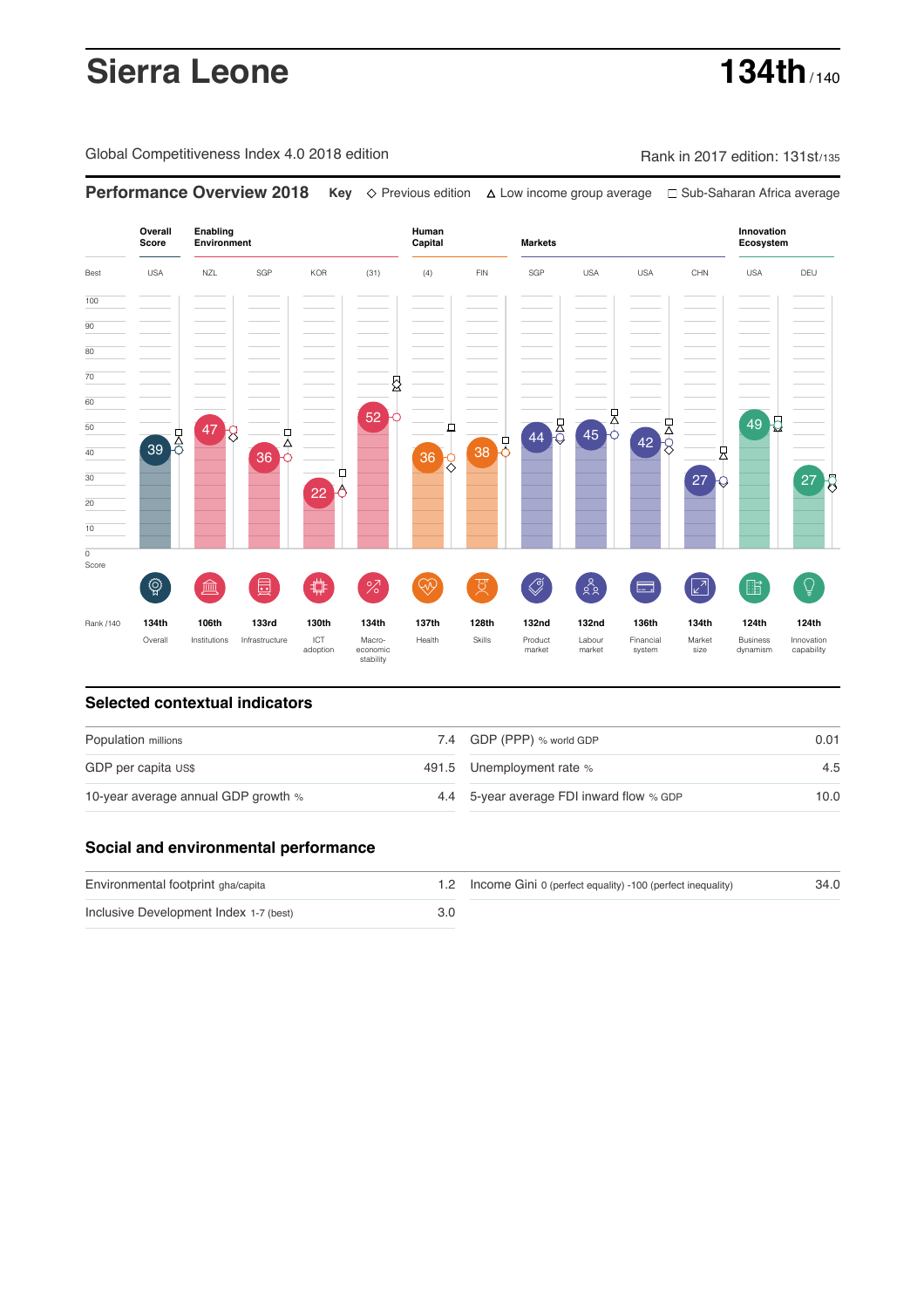# Sierra Leone

**134th** / 140

Global Competitiveness Index 4.0 2018 edition

Rank in 2017 edition: 131st/135

## Performance Overview 2018

**Key** ◇ Previous edition △ Low income group average □ Sub-Saharan Africa average

| | Overall Score | Enabling Environment | | | | Human Capital | | Markets | | | | Innovation Ecosystem | |
|---|---|---|---|---|---|---|---|---|---|---|---|---|---|
| Best | USA | NZL | SGP | KOR | (31) | (4) | FIN | SGP | USA | USA | CHN | USA | DEU |
| Score | 39 | 47 | 36 | 22 | 52 | 36 | 38 | 44 | 45 | 42 | 27 | 49 | 27 |
| Rank /140 | 134th | 106th | 133rd | 130th | 134th | 137th | 128th | 132nd | 132nd | 136th | 134th | 124th | 124th |
| | Overall | Institutions | Infrastructure | ICT adoption | Macro-economic stability | Health | Skills | Product market | Labour market | Financial system | Market size | Business dynamism | Innovation capability |

## Selected contextual indicators

| | | | |
|---|---|---|---|
| Population millions | 7.4 | GDP (PPP) % world GDP | 0.01 |
| GDP per capita US$ | 491.5 | Unemployment rate % | 4.5 |
| 10-year average annual GDP growth % | 4.4 | 5-year average FDI inward flow % GDP | 10.0 |

## Social and environmental performance

| | | | |
|---|---|---|---|
| Environmental footprint gha/capita | 1.2 | Income Gini 0 (perfect equality) -100 (perfect inequality) | 34.0 |
| Inclusive Development Index 1-7 (best) | 3.0 | | |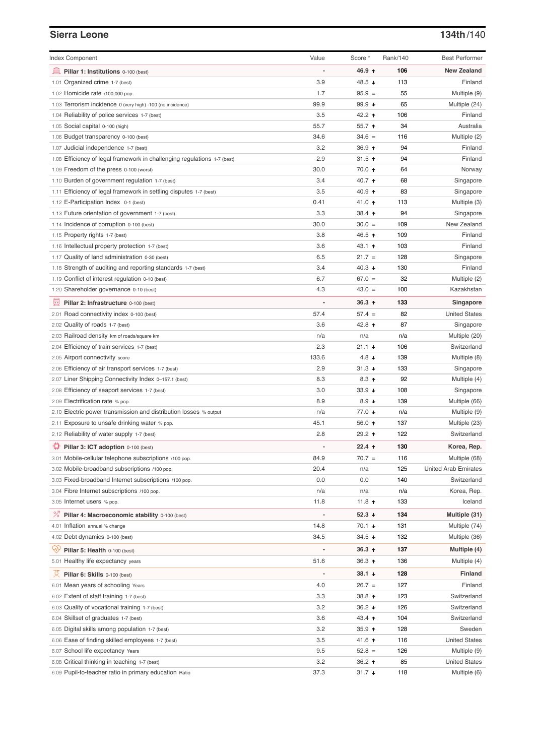## Sierra Leone

**134th/140**

| Index Component | Value | Score * | Rank/140 | Best Performer |
|---|---|---|---|---|
| **Pillar 1: Institutions** 0-100 (best) | - | **46.9 ↑** | **106** | **New Zealand** |
| 1.01 Organized crime 1-7 (best) | 3.9 | 48.5 ↓ | 113 | Finland |
| 1.02 Homicide rate /100,000 pop. | 1.7 | 95.9 = | 55 | Multiple (9) |
| 1.03 Terrorism incidence 0 (very high) -100 (no incidence) | 99.9 | 99.9 ↓ | 65 | Multiple (24) |
| 1.04 Reliability of police services 1-7 (best) | 3.5 | 42.2 ↑ | 106 | Finland |
| 1.05 Social capital 0-100 (high) | 55.7 | 55.7 ↑ | 34 | Australia |
| 1.06 Budget transparency 0-100 (best) | 34.6 | 34.6 = | 116 | Multiple (2) |
| 1.07 Judicial independence 1-7 (best) | 3.2 | 36.9 ↑ | 94 | Finland |
| 1.08 Efficiency of legal framework in challenging regulations 1-7 (best) | 2.9 | 31.5 ↑ | 94 | Finland |
| 1.09 Freedom of the press 0-100 (worst) | 30.0 | 70.0 ↑ | 64 | Norway |
| 1.10 Burden of government regulation 1-7 (best) | 3.4 | 40.7 ↑ | 68 | Singapore |
| 1.11 Efficiency of legal framework in settling disputes 1-7 (best) | 3.5 | 40.9 ↑ | 83 | Singapore |
| 1.12 E-Participation Index 0-1 (best) | 0.41 | 41.0 ↑ | 113 | Multiple (3) |
| 1.13 Future orientation of government 1-7 (best) | 3.3 | 38.4 ↑ | 94 | Singapore |
| 1.14 Incidence of corruption 0-100 (best) | 30.0 | 30.0 = | 109 | New Zealand |
| 1.15 Property rights 1-7 (best) | 3.8 | 46.5 ↑ | 109 | Finland |
| 1.16 Intellectual property protection 1-7 (best) | 3.6 | 43.1 ↑ | 103 | Finland |
| 1.17 Quality of land administration 0-30 (best) | 6.5 | 21.7 = | 128 | Singapore |
| 1.18 Strength of auditing and reporting standards 1-7 (best) | 3.4 | 40.3 ↓ | 130 | Finland |
| 1.19 Conflict of interest regulation 0-10 (best) | 6.7 | 67.0 = | 32 | Multiple (2) |
| 1.20 Shareholder governance 0-10 (best) | 4.3 | 43.0 = | 100 | Kazakhstan |
| **Pillar 2: Infrastructure** 0-100 (best) | - | **36.3 ↑** | **133** | **Singapore** |
| 2.01 Road connectivity index 0-100 (best) | 57.4 | 57.4 = | 82 | United States |
| 2.02 Quality of roads 1-7 (best) | 3.6 | 42.8 ↑ | 87 | Singapore |
| 2.03 Railroad density km of roads/square km | n/a | n/a | n/a | Multiple (20) |
| 2.04 Efficiency of train services 1-7 (best) | 2.3 | 21.1 ↓ | 106 | Switzerland |
| 2.05 Airport connectivity score | 133.6 | 4.8 ↓ | 139 | Multiple (8) |
| 2.06 Efficiency of air transport services 1-7 (best) | 2.9 | 31.3 ↓ | 133 | Singapore |
| 2.07 Liner Shipping Connectivity Index 0–157.1 (best) | 8.3 | 8.3 ↑ | 92 | Multiple (4) |
| 2.08 Efficiency of seaport services 1-7 (best) | 3.0 | 33.9 ↓ | 108 | Singapore |
| 2.09 Electrification rate % pop. | 8.9 | 8.9 ↓ | 139 | Multiple (66) |
| 2.10 Electric power transmission and distribution losses % output | n/a | 77.0 ↓ | n/a | Multiple (9) |
| 2.11 Exposure to unsafe drinking water % pop. | 45.1 | 56.0 ↑ | 137 | Multiple (23) |
| 2.12 Reliability of water supply 1-7 (best) | 2.8 | 29.2 ↑ | 122 | Switzerland |
| **Pillar 3: ICT adoption** 0-100 (best) | - | **22.4 ↑** | **130** | **Korea, Rep.** |
| 3.01 Mobile-cellular telephone subscriptions /100 pop. | 84.9 | 70.7 = | 116 | Multiple (68) |
| 3.02 Mobile-broadband subscriptions /100 pop. | 20.4 | n/a | 125 | United Arab Emirates |
| 3.03 Fixed-broadband Internet subscriptions /100 pop. | 0.0 | 0.0 | 140 | Switzerland |
| 3.04 Fibre Internet subscriptions /100 pop. | n/a | n/a | n/a | Korea, Rep. |
| 3.05 Internet users % pop. | 11.8 | 11.8 ↑ | 133 | Iceland |
| **Pillar 4: Macroeconomic stability** 0-100 (best) | - | **52.3 ↓** | **134** | **Multiple (31)** |
| 4.01 Inflation annual % change | 14.8 | 70.1 ↓ | 131 | Multiple (74) |
| 4.02 Debt dynamics 0-100 (best) | 34.5 | 34.5 ↓ | 132 | Multiple (36) |
| **Pillar 5: Health** 0-100 (best) | - | **36.3 ↑** | **137** | **Multiple (4)** |
| 5.01 Healthy life expectancy years | 51.6 | 36.3 ↑ | 136 | Multiple (4) |
| **Pillar 6: Skills** 0-100 (best) | - | **38.1 ↓** | **128** | **Finland** |
| 6.01 Mean years of schooling Years | 4.0 | 26.7 = | 127 | Finland |
| 6.02 Extent of staff training 1-7 (best) | 3.3 | 38.8 ↑ | 123 | Switzerland |
| 6.03 Quality of vocational training 1-7 (best) | 3.2 | 36.2 ↓ | 126 | Switzerland |
| 6.04 Skillset of graduates 1-7 (best) | 3.6 | 43.4 ↑ | 104 | Switzerland |
| 6.05 Digital skills among population 1-7 (best) | 3.2 | 35.9 ↑ | 128 | Sweden |
| 6.06 Ease of finding skilled employees 1-7 (best) | 3.5 | 41.6 ↑ | 116 | United States |
| 6.07 School life expectancy Years | 9.5 | 52.8 = | 126 | Multiple (9) |
| 6.08 Critical thinking in teaching 1-7 (best) | 3.2 | 36.2 ↑ | 85 | United States |
| 6.09 Pupil-to-teacher ratio in primary education Ratio | 37.3 | 31.7 ↓ | 118 | Multiple (6) |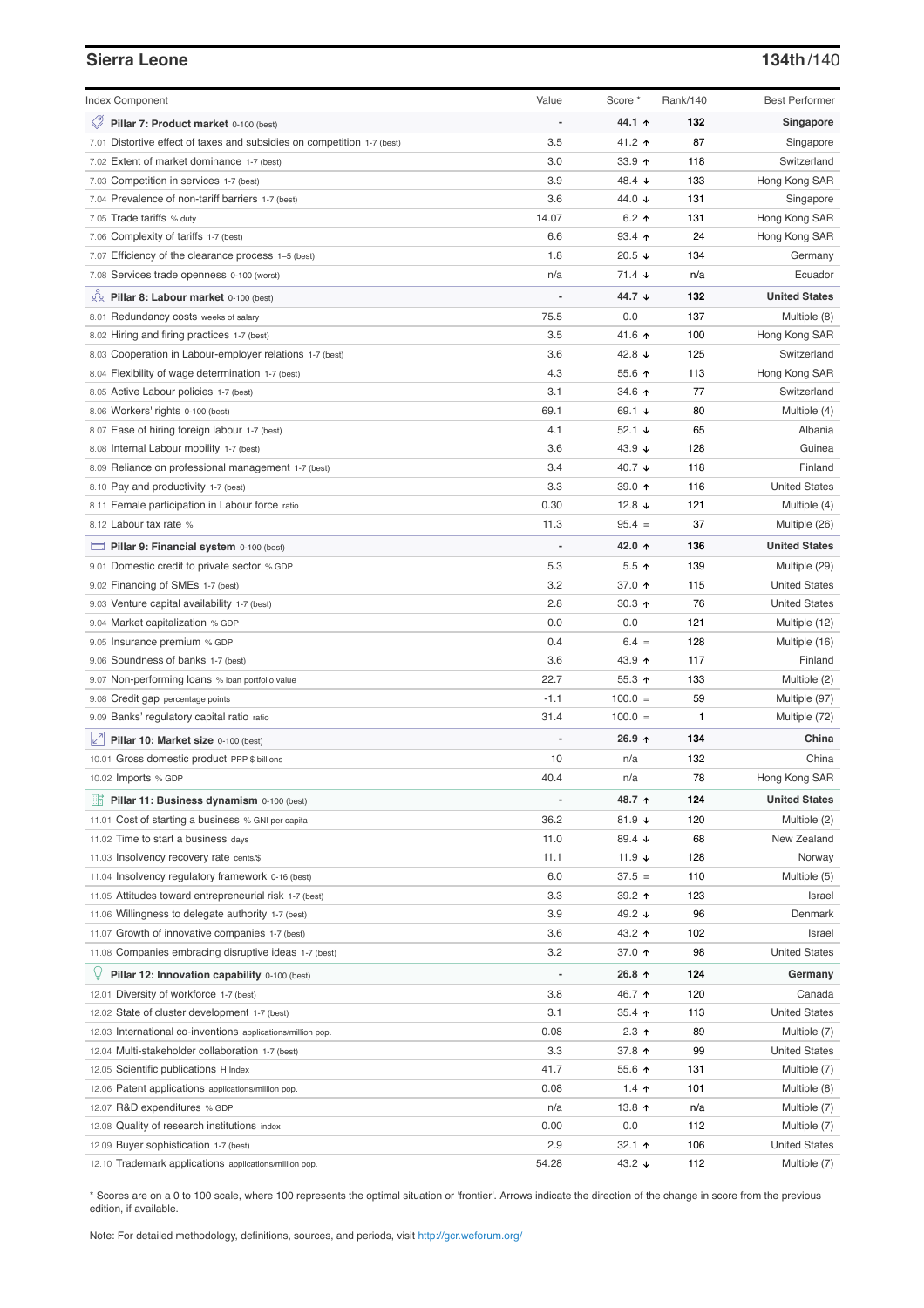## Sierra Leone

**134th/140**

| Index Component | Value | Score * | Rank/140 | Best Performer |
|---|---|---|---|---|
| **Pillar 7: Product market** 0-100 (best) | - | **44.1 ↑** | **132** | **Singapore** |
| 7.01 Distortive effect of taxes and subsidies on competition 1-7 (best) | 3.5 | 41.2 ↑ | 87 | Singapore |
| 7.02 Extent of market dominance 1-7 (best) | 3.0 | 33.9 ↑ | 118 | Switzerland |
| 7.03 Competition in services 1-7 (best) | 3.9 | 48.4 ↓ | 133 | Hong Kong SAR |
| 7.04 Prevalence of non-tariff barriers 1-7 (best) | 3.6 | 44.0 ↓ | 131 | Singapore |
| 7.05 Trade tariffs % duty | 14.07 | 6.2 ↑ | 131 | Hong Kong SAR |
| 7.06 Complexity of tariffs 1-7 (best) | 6.6 | 93.4 ↑ | 24 | Hong Kong SAR |
| 7.07 Efficiency of the clearance process 1–5 (best) | 1.8 | 20.5 ↓ | 134 | Germany |
| 7.08 Services trade openness 0-100 (worst) | n/a | 71.4 ↓ | n/a | Ecuador |
| **Pillar 8: Labour market** 0-100 (best) | - | **44.7 ↓** | **132** | **United States** |
| 8.01 Redundancy costs weeks of salary | 75.5 | 0.0 | 137 | Multiple (8) |
| 8.02 Hiring and firing practices 1-7 (best) | 3.5 | 41.6 ↑ | 100 | Hong Kong SAR |
| 8.03 Cooperation in Labour-employer relations 1-7 (best) | 3.6 | 42.8 ↓ | 125 | Switzerland |
| 8.04 Flexibility of wage determination 1-7 (best) | 4.3 | 55.6 ↑ | 113 | Hong Kong SAR |
| 8.05 Active Labour policies 1-7 (best) | 3.1 | 34.6 ↑ | 77 | Switzerland |
| 8.06 Workers' rights 0-100 (best) | 69.1 | 69.1 ↓ | 80 | Multiple (4) |
| 8.07 Ease of hiring foreign labour 1-7 (best) | 4.1 | 52.1 ↓ | 65 | Albania |
| 8.08 Internal Labour mobility 1-7 (best) | 3.6 | 43.9 ↓ | 128 | Guinea |
| 8.09 Reliance on professional management 1-7 (best) | 3.4 | 40.7 ↓ | 118 | Finland |
| 8.10 Pay and productivity 1-7 (best) | 3.3 | 39.0 ↑ | 116 | United States |
| 8.11 Female participation in Labour force ratio | 0.30 | 12.8 ↓ | 121 | Multiple (4) |
| 8.12 Labour tax rate % | 11.3 | 95.4 = | 37 | Multiple (26) |
| **Pillar 9: Financial system** 0-100 (best) | - | **42.0 ↑** | **136** | **United States** |
| 9.01 Domestic credit to private sector % GDP | 5.3 | 5.5 ↑ | 139 | Multiple (29) |
| 9.02 Financing of SMEs 1-7 (best) | 3.2 | 37.0 ↑ | 115 | United States |
| 9.03 Venture capital availability 1-7 (best) | 2.8 | 30.3 ↑ | 76 | United States |
| 9.04 Market capitalization % GDP | 0.0 | 0.0 | 121 | Multiple (12) |
| 9.05 Insurance premium % GDP | 0.4 | 6.4 = | 128 | Multiple (16) |
| 9.06 Soundness of banks 1-7 (best) | 3.6 | 43.9 ↑ | 117 | Finland |
| 9.07 Non-performing loans % loan portfolio value | 22.7 | 55.3 ↑ | 133 | Multiple (2) |
| 9.08 Credit gap percentage points | -1.1 | 100.0 = | 59 | Multiple (97) |
| 9.09 Banks' regulatory capital ratio ratio | 31.4 | 100.0 = | 1 | Multiple (72) |
| **Pillar 10: Market size** 0-100 (best) | - | **26.9 ↑** | **134** | **China** |
| 10.01 Gross domestic product PPP $ billions | 10 | n/a | 132 | China |
| 10.02 Imports % GDP | 40.4 | n/a | 78 | Hong Kong SAR |
| **Pillar 11: Business dynamism** 0-100 (best) | - | **48.7 ↑** | **124** | **United States** |
| 11.01 Cost of starting a business % GNI per capita | 36.2 | 81.9 ↓ | 120 | Multiple (2) |
| 11.02 Time to start a business days | 11.0 | 89.4 ↓ | 68 | New Zealand |
| 11.03 Insolvency recovery rate cents/$ | 11.1 | 11.9 ↓ | 128 | Norway |
| 11.04 Insolvency regulatory framework 0-16 (best) | 6.0 | 37.5 = | 110 | Multiple (5) |
| 11.05 Attitudes toward entrepreneurial risk 1-7 (best) | 3.3 | 39.2 ↑ | 123 | Israel |
| 11.06 Willingness to delegate authority 1-7 (best) | 3.9 | 49.2 ↓ | 96 | Denmark |
| 11.07 Growth of innovative companies 1-7 (best) | 3.6 | 43.2 ↑ | 102 | Israel |
| 11.08 Companies embracing disruptive ideas 1-7 (best) | 3.2 | 37.0 ↑ | 98 | United States |
| **Pillar 12: Innovation capability** 0-100 (best) | - | **26.8 ↑** | **124** | **Germany** |
| 12.01 Diversity of workforce 1-7 (best) | 3.8 | 46.7 ↑ | 120 | Canada |
| 12.02 State of cluster development 1-7 (best) | 3.1 | 35.4 ↑ | 113 | United States |
| 12.03 International co-inventions applications/million pop. | 0.08 | 2.3 ↑ | 89 | Multiple (7) |
| 12.04 Multi-stakeholder collaboration 1-7 (best) | 3.3 | 37.8 ↑ | 99 | United States |
| 12.05 Scientific publications H Index | 41.7 | 55.6 ↑ | 131 | Multiple (7) |
| 12.06 Patent applications applications/million pop. | 0.08 | 1.4 ↑ | 101 | Multiple (8) |
| 12.07 R&D expenditures % GDP | n/a | 13.8 ↑ | n/a | Multiple (7) |
| 12.08 Quality of research institutions index | 0.00 | 0.0 | 112 | Multiple (7) |
| 12.09 Buyer sophistication 1-7 (best) | 2.9 | 32.1 ↑ | 106 | United States |
| 12.10 Trademark applications applications/million pop. | 54.28 | 43.2 ↓ | 112 | Multiple (7) |

* Scores are on a 0 to 100 scale, where 100 represents the optimal situation or 'frontier'. Arrows indicate the direction of the change in score from the previous edition, if available.

Note: For detailed methodology, definitions, sources, and periods, visit http://gcr.weforum.org/